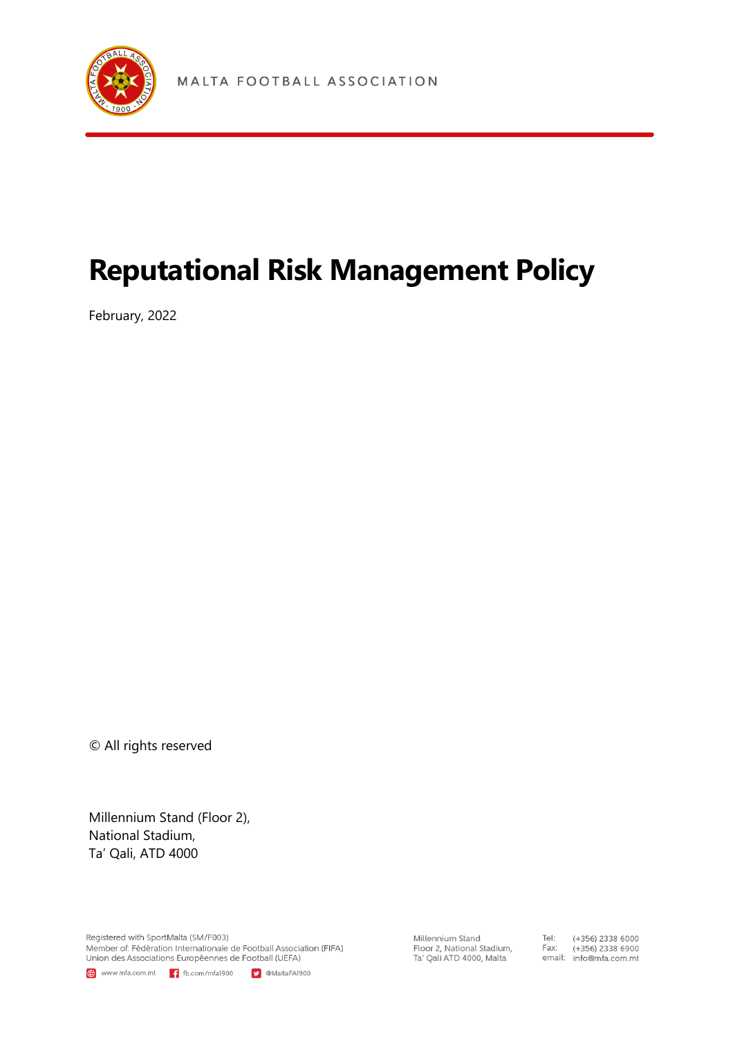MALTA FOOTBALL ASSOCIATION

# Reputational Risk Management Policy

February, 2022

© All rights reserved

Millennium Stand (Floor 2),
National Stadium,
Ta' Qali, ATD 4000

Registered with SportMalta (SM/F003)
Member of: Fèdèration Internationale de Football Association (FIFA)
Union des Associations Europèennes de Football (UEFA)

www.mfa.com.mt fb.com/mfa1900 @MaltaFA1900

Millennium Stand
Floor 2, National Stadium,
Ta' Qali ATD 4000, Malta

Tel: (+356) 2338 6000
Fax: (+356) 2338 6900
email: info@mfa.com.mt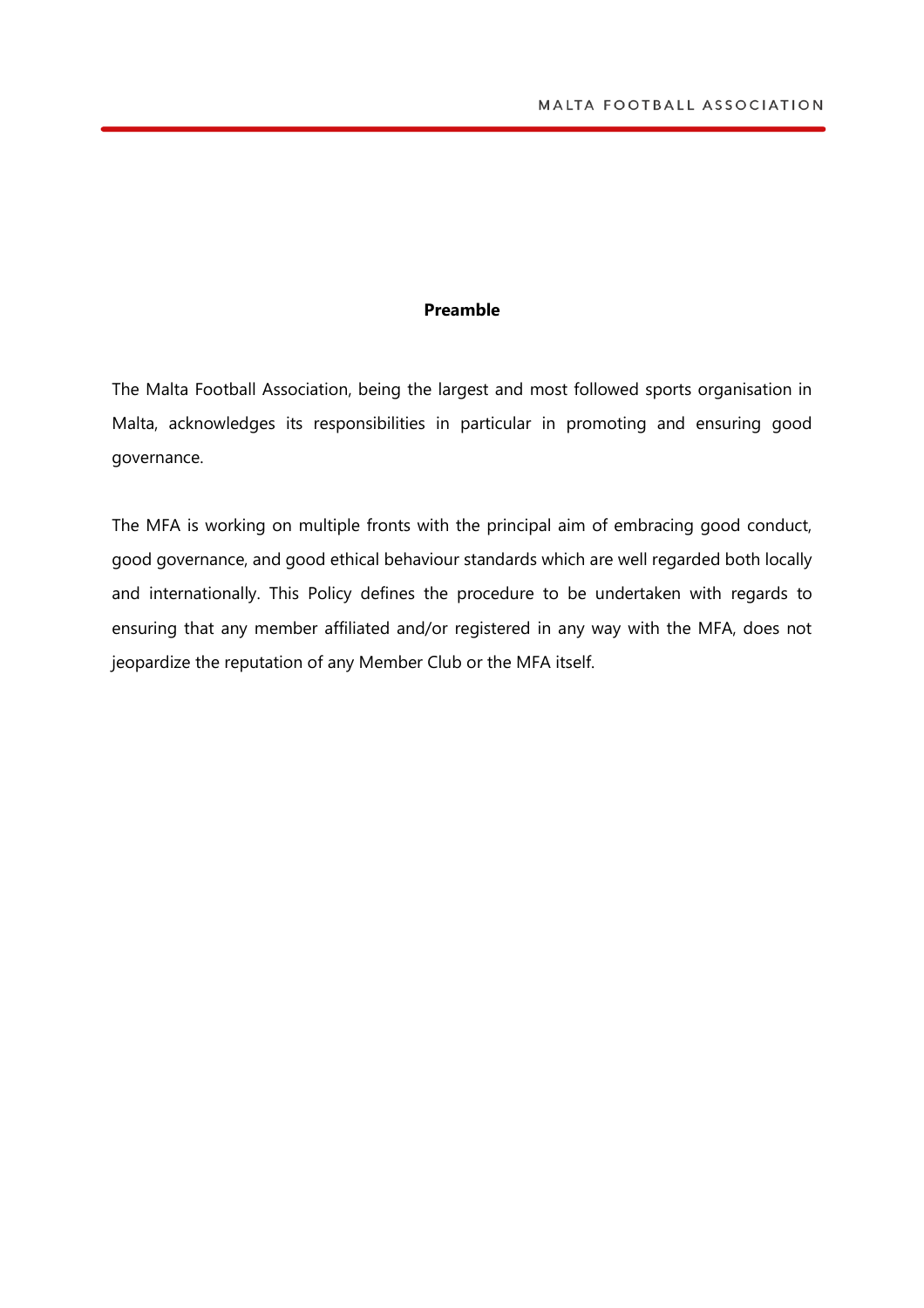## Preamble

The Malta Football Association, being the largest and most followed sports organisation in Malta, acknowledges its responsibilities in particular in promoting and ensuring good governance.

The MFA is working on multiple fronts with the principal aim of embracing good conduct, good governance, and good ethical behaviour standards which are well regarded both locally and internationally. This Policy defines the procedure to be undertaken with regards to ensuring that any member affiliated and/or registered in any way with the MFA, does not jeopardize the reputation of any Member Club or the MFA itself.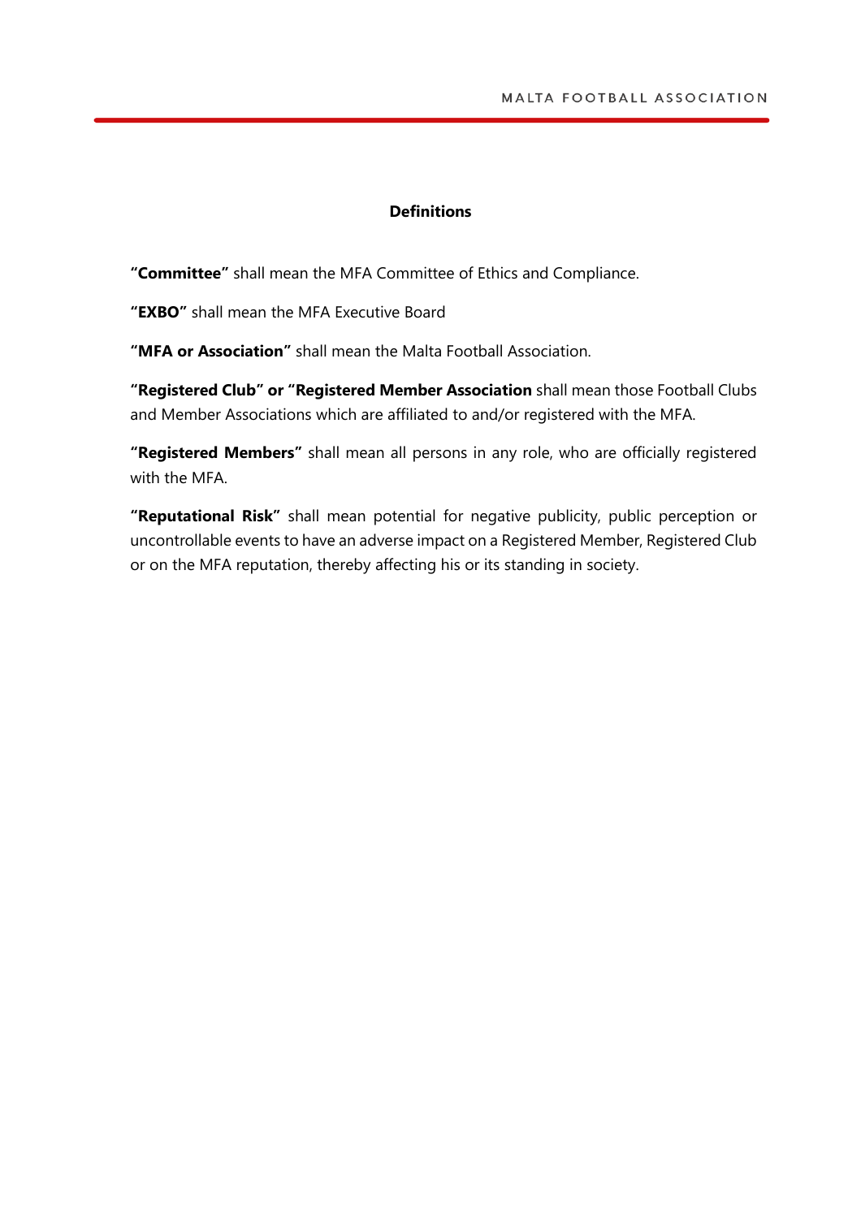## Definitions

**"Committee"** shall mean the MFA Committee of Ethics and Compliance.

**"EXBO"** shall mean the MFA Executive Board

**"MFA or Association"** shall mean the Malta Football Association.

**"Registered Club" or "Registered Member Association** shall mean those Football Clubs and Member Associations which are affiliated to and/or registered with the MFA.

**"Registered Members"** shall mean all persons in any role, who are officially registered with the MFA.

**"Reputational Risk"** shall mean potential for negative publicity, public perception or uncontrollable events to have an adverse impact on a Registered Member, Registered Club or on the MFA reputation, thereby affecting his or its standing in society.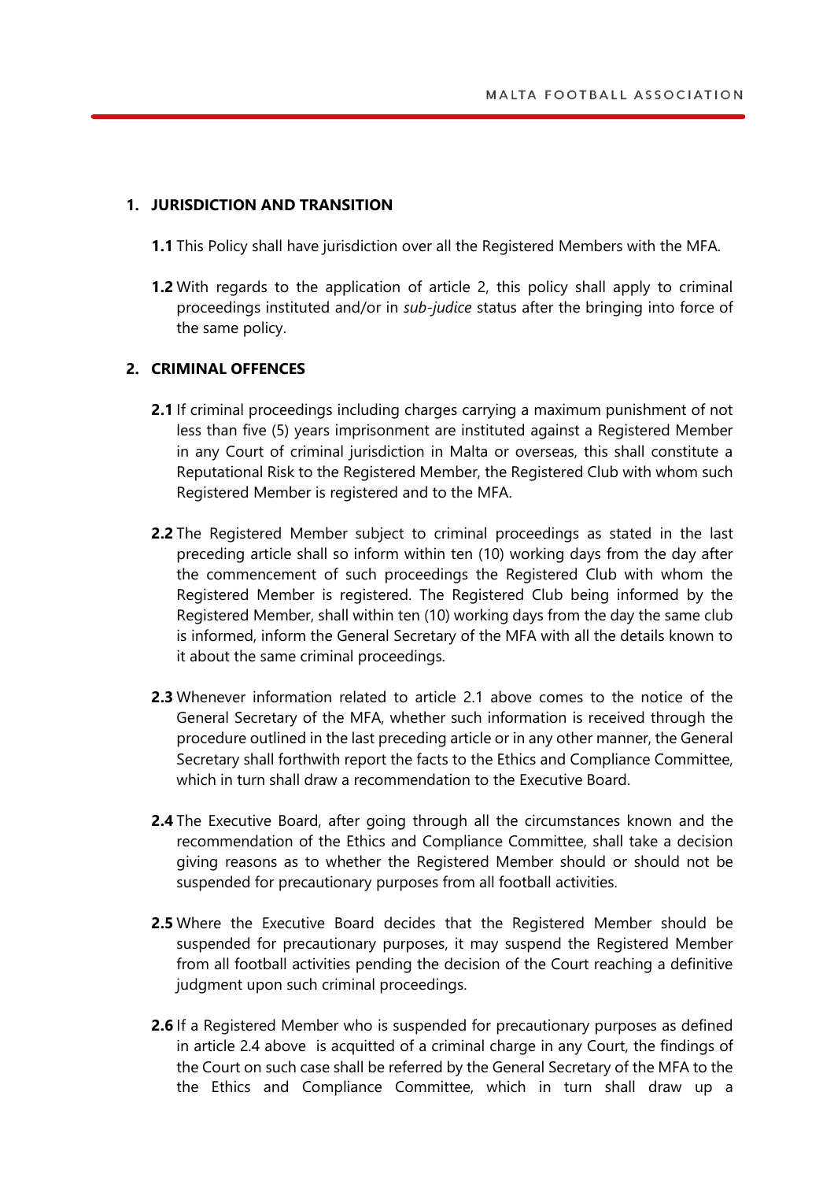## 1. JURISDICTION AND TRANSITION

**1.1** This Policy shall have jurisdiction over all the Registered Members with the MFA.

**1.2** With regards to the application of article 2, this policy shall apply to criminal proceedings instituted and/or in *sub-judice* status after the bringing into force of the same policy.

## 2. CRIMINAL OFFENCES

**2.1** If criminal proceedings including charges carrying a maximum punishment of not less than five (5) years imprisonment are instituted against a Registered Member in any Court of criminal jurisdiction in Malta or overseas, this shall constitute a Reputational Risk to the Registered Member, the Registered Club with whom such Registered Member is registered and to the MFA.

**2.2** The Registered Member subject to criminal proceedings as stated in the last preceding article shall so inform within ten (10) working days from the day after the commencement of such proceedings the Registered Club with whom the Registered Member is registered. The Registered Club being informed by the Registered Member, shall within ten (10) working days from the day the same club is informed, inform the General Secretary of the MFA with all the details known to it about the same criminal proceedings.

**2.3** Whenever information related to article 2.1 above comes to the notice of the General Secretary of the MFA, whether such information is received through the procedure outlined in the last preceding article or in any other manner, the General Secretary shall forthwith report the facts to the Ethics and Compliance Committee, which in turn shall draw a recommendation to the Executive Board.

**2.4** The Executive Board, after going through all the circumstances known and the recommendation of the Ethics and Compliance Committee, shall take a decision giving reasons as to whether the Registered Member should or should not be suspended for precautionary purposes from all football activities.

**2.5** Where the Executive Board decides that the Registered Member should be suspended for precautionary purposes, it may suspend the Registered Member from all football activities pending the decision of the Court reaching a definitive judgment upon such criminal proceedings.

**2.6** If a Registered Member who is suspended for precautionary purposes as defined in article 2.4 above is acquitted of a criminal charge in any Court, the findings of the Court on such case shall be referred by the General Secretary of the MFA to the the Ethics and Compliance Committee, which in turn shall draw up a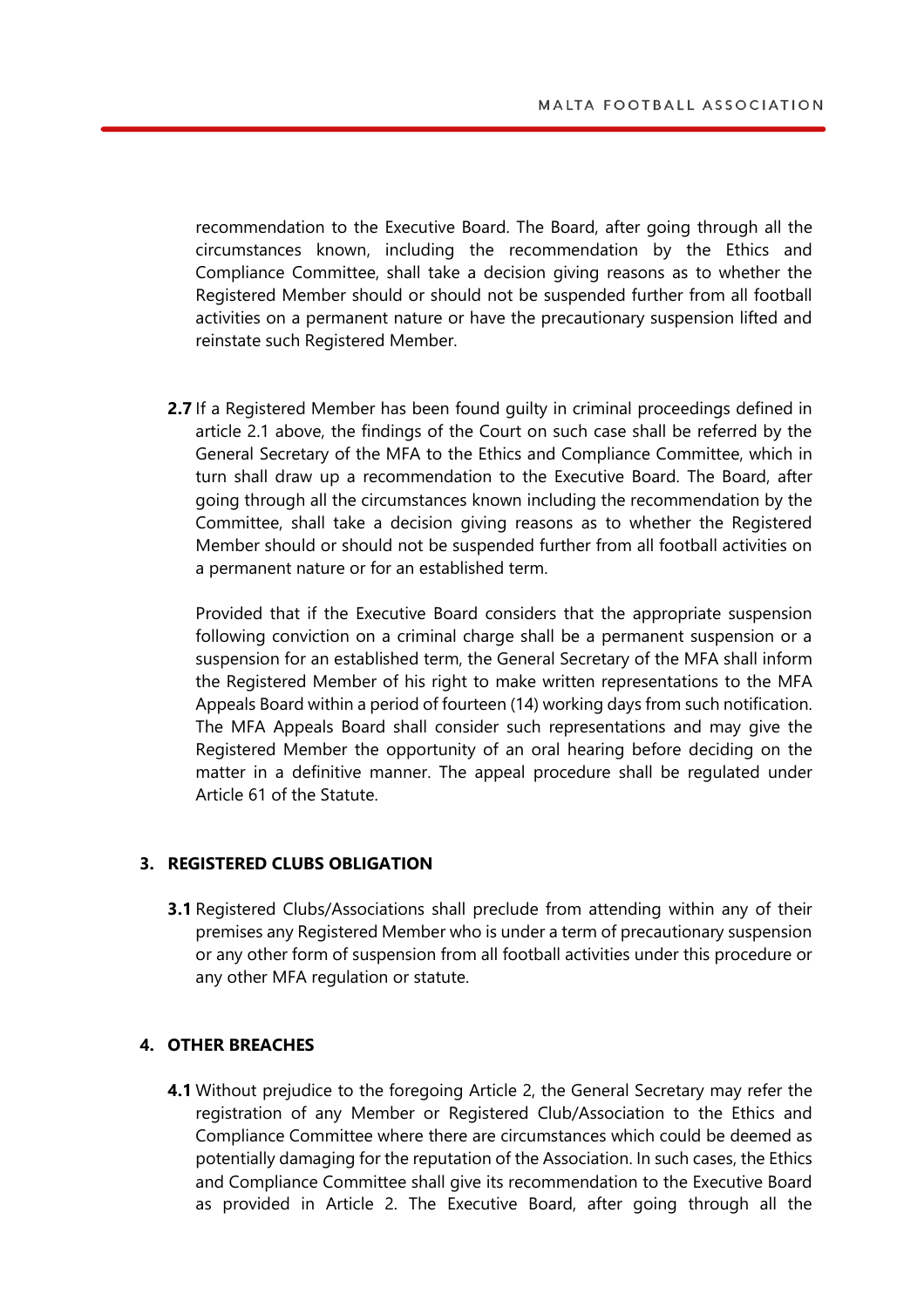recommendation to the Executive Board. The Board, after going through all the circumstances known, including the recommendation by the Ethics and Compliance Committee, shall take a decision giving reasons as to whether the Registered Member should or should not be suspended further from all football activities on a permanent nature or have the precautionary suspension lifted and reinstate such Registered Member.

**2.7** If a Registered Member has been found guilty in criminal proceedings defined in article 2.1 above, the findings of the Court on such case shall be referred by the General Secretary of the MFA to the Ethics and Compliance Committee, which in turn shall draw up a recommendation to the Executive Board. The Board, after going through all the circumstances known including the recommendation by the Committee, shall take a decision giving reasons as to whether the Registered Member should or should not be suspended further from all football activities on a permanent nature or for an established term.

Provided that if the Executive Board considers that the appropriate suspension following conviction on a criminal charge shall be a permanent suspension or a suspension for an established term, the General Secretary of the MFA shall inform the Registered Member of his right to make written representations to the MFA Appeals Board within a period of fourteen (14) working days from such notification. The MFA Appeals Board shall consider such representations and may give the Registered Member the opportunity of an oral hearing before deciding on the matter in a definitive manner. The appeal procedure shall be regulated under Article 61 of the Statute.

## 3. REGISTERED CLUBS OBLIGATION

**3.1** Registered Clubs/Associations shall preclude from attending within any of their premises any Registered Member who is under a term of precautionary suspension or any other form of suspension from all football activities under this procedure or any other MFA regulation or statute.

## 4. OTHER BREACHES

**4.1** Without prejudice to the foregoing Article 2, the General Secretary may refer the registration of any Member or Registered Club/Association to the Ethics and Compliance Committee where there are circumstances which could be deemed as potentially damaging for the reputation of the Association. In such cases, the Ethics and Compliance Committee shall give its recommendation to the Executive Board as provided in Article 2. The Executive Board, after going through all the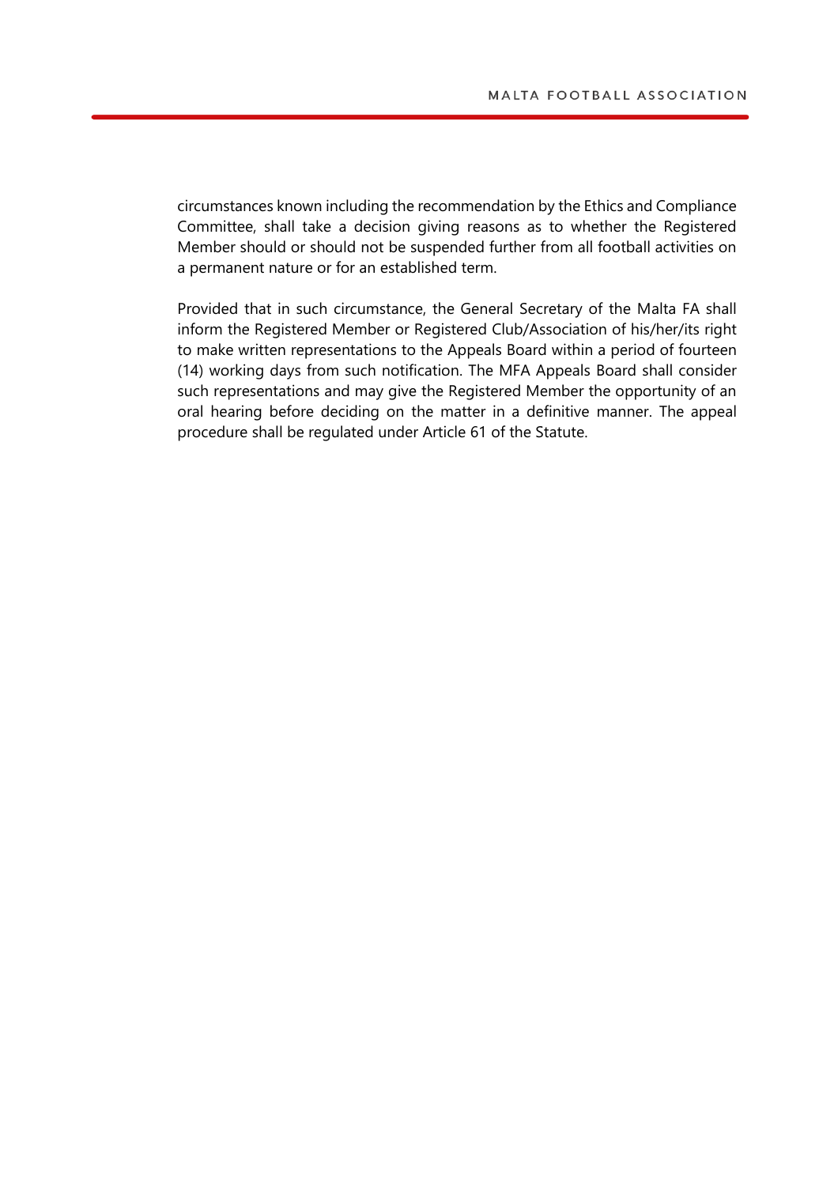circumstances known including the recommendation by the Ethics and Compliance Committee, shall take a decision giving reasons as to whether the Registered Member should or should not be suspended further from all football activities on a permanent nature or for an established term.

Provided that in such circumstance, the General Secretary of the Malta FA shall inform the Registered Member or Registered Club/Association of his/her/its right to make written representations to the Appeals Board within a period of fourteen (14) working days from such notification. The MFA Appeals Board shall consider such representations and may give the Registered Member the opportunity of an oral hearing before deciding on the matter in a definitive manner. The appeal procedure shall be regulated under Article 61 of the Statute.